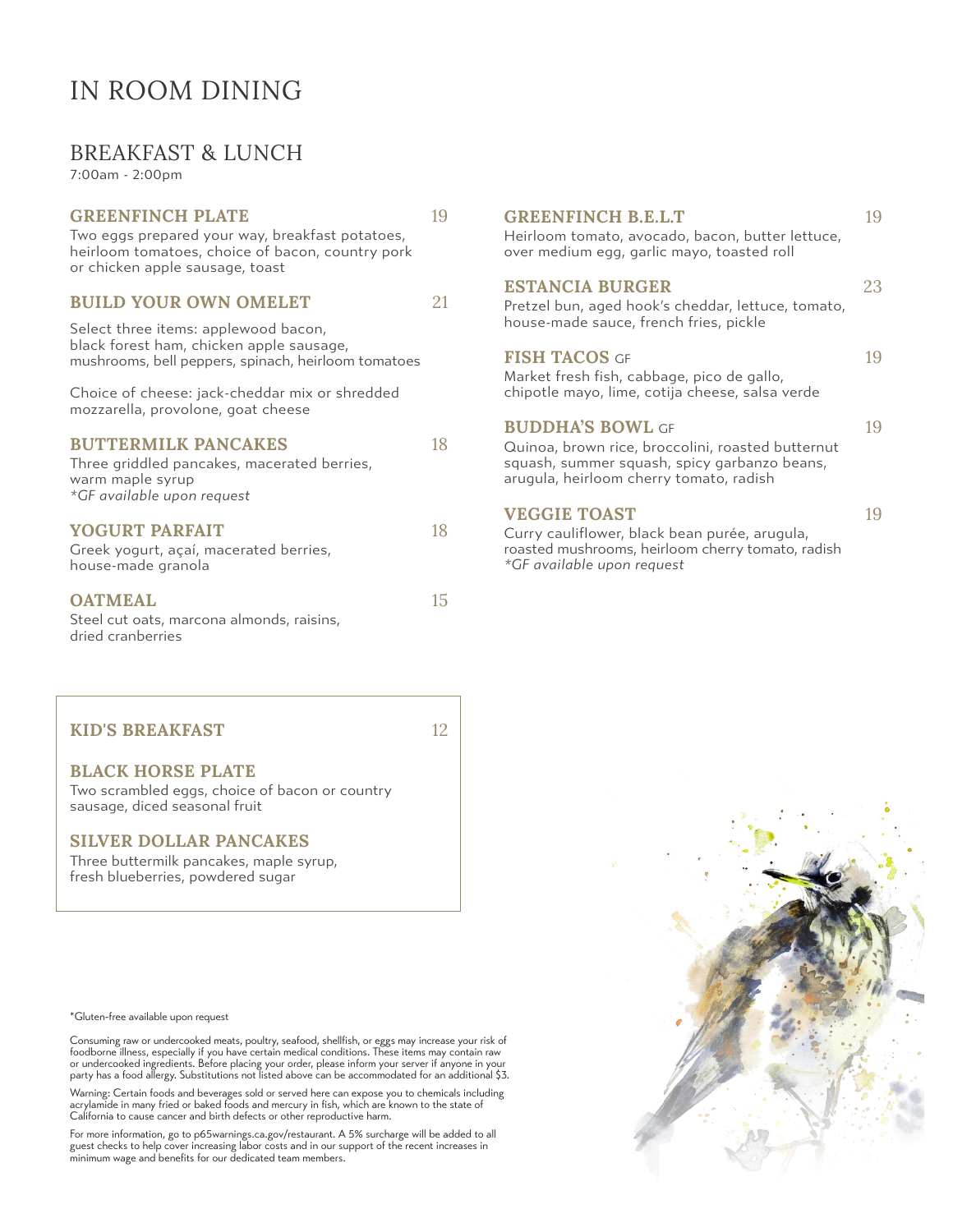# IN ROOM DINING

## BREAKFAST & LUNCH

7:00am - 2:00pm

### GREENFINCH PLATE — 19

Two eggs prepared your way, breakfast potatoes, heirloom tomatoes, choice of bacon, country pork or chicken apple sausage, toast

### BUILD YOUR OWN OMELET — 21

Select three items: applewood bacon, black forest ham, chicken apple sausage, mushrooms, bell peppers, spinach, heirloom tomatoes

Choice of cheese: jack-cheddar mix or shredded mozzarella, provolone, goat cheese

### BUTTERMILK PANCAKES — 18

Three griddled pancakes, macerated berries, warm maple syrup

*\*GF available upon request*

### YOGURT PARFAIT — 18

Greek yogurt, açaí, macerated berries, house-made granola

### OATMEAL — 15

Steel cut oats, marcona almonds, raisins, dried cranberries

### GREENFINCH B.E.L.T — 19

Heirloom tomato, avocado, bacon, butter lettuce, over medium egg, garlic mayo, toasted roll

### ESTANCIA BURGER — 23

Pretzel bun, aged hook's cheddar, lettuce, tomato, house-made sauce, french fries, pickle

### FISH TACOS GF — 19

Market fresh fish, cabbage, pico de gallo, chipotle mayo, lime, cotija cheese, salsa verde

### BUDDHA'S BOWL GF — 19

Quinoa, brown rice, broccolini, roasted butternut squash, summer squash, spicy garbanzo beans, arugula, heirloom cherry tomato, radish

### VEGGIE TOAST — 19

Curry cauliflower, black bean purée, arugula, roasted mushrooms, heirloom cherry tomato, radish

*\*GF available upon request*

### KID'S BREAKFAST — 12

**BLACK HORSE PLATE**

Two scrambled eggs, choice of bacon or country sausage, diced seasonal fruit

**SILVER DOLLAR PANCAKES**

Three buttermilk pancakes, maple syrup, fresh blueberries, powdered sugar

\*Gluten-free available upon request

Consuming raw or undercooked meats, poultry, seafood, shellfish, or eggs may increase your risk of foodborne illness, especially if you have certain medical conditions. These items may contain raw or undercooked ingredients. Before placing your order, please inform your server if anyone in your party has a food allergy. Substitutions not listed above can be accommodated for an additional $3.

Warning: Certain foods and beverages sold or served here can expose you to chemicals including acrylamide in many fried or baked foods and mercury in fish, which are known to the state of California to cause cancer and birth defects or other reproductive harm.

For more information, go to p65warnings.ca.gov/restaurant. A 5% surcharge will be added to all guest checks to help cover increasing labor costs and in our support of the recent increases in minimum wage and benefits for our dedicated team members.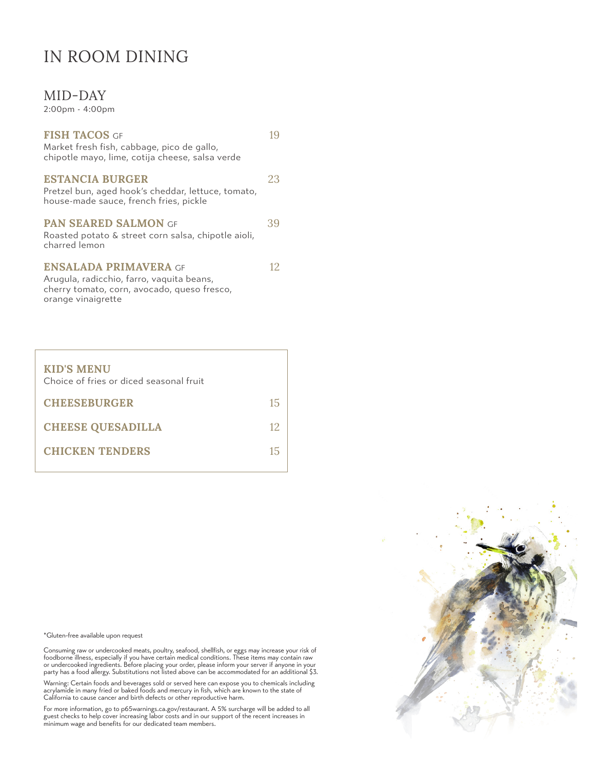# IN ROOM DINING

## MID-DAY

2:00pm - 4:00pm

**FISH TACOS** GF — 19
Market fresh fish, cabbage, pico de gallo, chipotle mayo, lime, cotija cheese, salsa verde

**ESTANCIA BURGER** — 23
Pretzel bun, aged hook's cheddar, lettuce, tomato, house-made sauce, french fries, pickle

**PAN SEARED SALMON** GF — 39
Roasted potato & street corn salsa, chipotle aioli, charred lemon

**ENSALADA PRIMAVERA** GF — 12
Arugula, radicchio, farro, vaquita beans, cherry tomato, corn, avocado, queso fresco, orange vinaigrette

### KID'S MENU

Choice of fries or diced seasonal fruit

**CHEESEBURGER** — 15

**CHEESE QUESADILLA** — 12

**CHICKEN TENDERS** — 15

*Gluten-free available upon request

Consuming raw or undercooked meats, poultry, seafood, shellfish, or eggs may increase your risk of foodborne illness, especially if you have certain medical conditions. These items may contain raw or undercooked ingredients. Before placing your order, please inform your server if anyone in your party has a food allergy. Substitutions not listed above can be accommodated for an additional $3.

Warning: Certain foods and beverages sold or served here can expose you to chemicals including acrylamide in many fried or baked foods and mercury in fish, which are known to the state of California to cause cancer and birth defects or other reproductive harm.

For more information, go to p65warnings.ca.gov/restaurant. A 5% surcharge will be added to all guest checks to help cover increasing labor costs and in our support of the recent increases in minimum wage and benefits for our dedicated team members.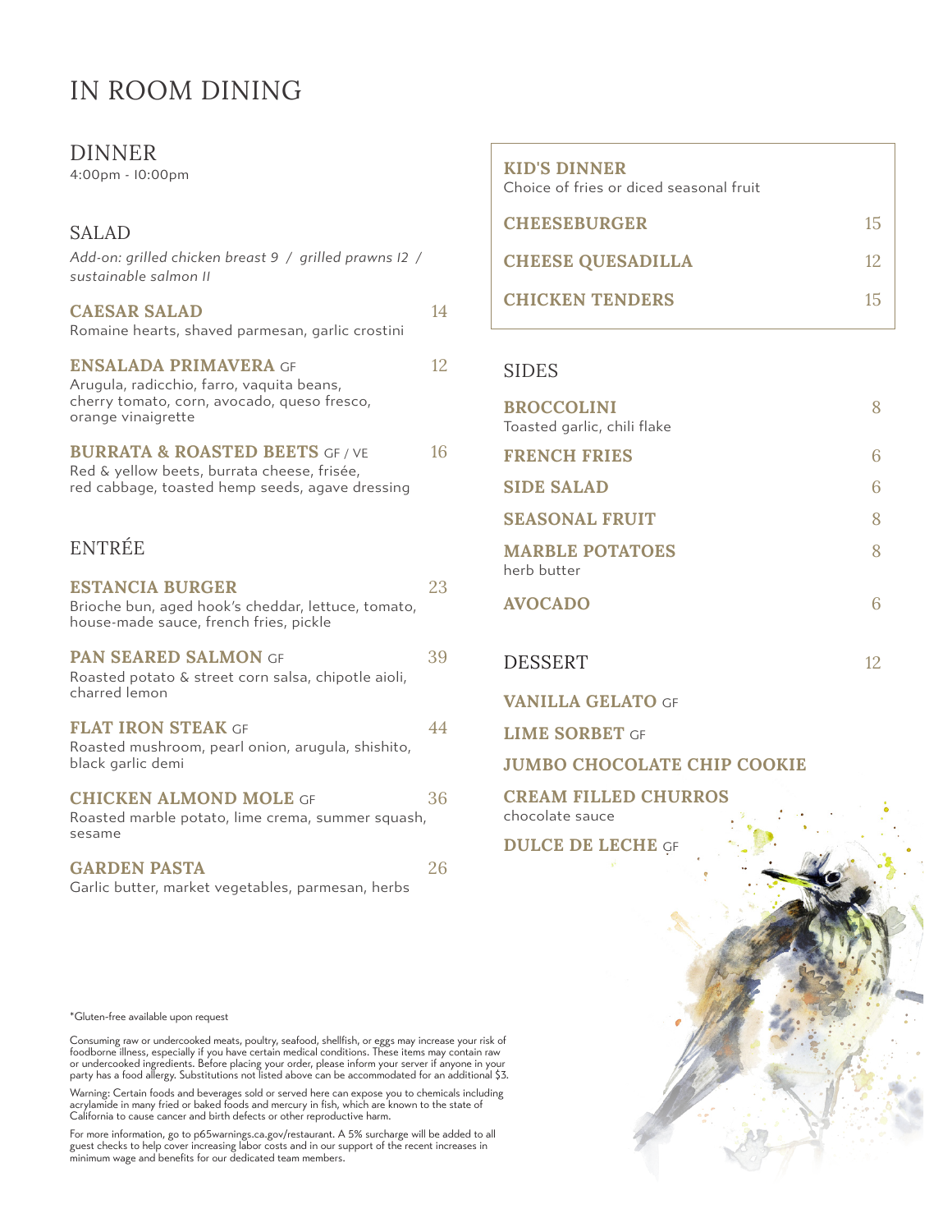# IN ROOM DINING

## DINNER

4:00pm - 10:00pm

### SALAD

*Add-on: grilled chicken breast 9 / grilled prawns 12 / sustainable salmon 11*

**CAESAR SALAD** 14
Romaine hearts, shaved parmesan, garlic crostini

**ENSALADA PRIMAVERA** GF 12
Arugula, radicchio, farro, vaquita beans, cherry tomato, corn, avocado, queso fresco, orange vinaigrette

**BURRATA & ROASTED BEETS** GF / VE 16
Red & yellow beets, burrata cheese, frisée, red cabbage, toasted hemp seeds, agave dressing

### ENTRÉE

**ESTANCIA BURGER** 23
Brioche bun, aged hook's cheddar, lettuce, tomato, house-made sauce, french fries, pickle

**PAN SEARED SALMON** GF 39
Roasted potato & street corn salsa, chipotle aioli, charred lemon

**FLAT IRON STEAK** GF 44
Roasted mushroom, pearl onion, arugula, shishito, black garlic demi

**CHICKEN ALMOND MOLE** GF 36
Roasted marble potato, lime crema, summer squash, sesame

**GARDEN PASTA** 26
Garlic butter, market vegetables, parmesan, herbs

### KID'S DINNER

Choice of fries or diced seasonal fruit

**CHEESEBURGER** 15

**CHEESE QUESADILLA** 12

**CHICKEN TENDERS** 15

### SIDES

**BROCCOLINI** 8
Toasted garlic, chili flake

**FRENCH FRIES** 6

**SIDE SALAD** 6

**SEASONAL FRUIT** 8

**MARBLE POTATOES** 8
herb butter

**AVOCADO** 6

### DESSERT 12

**VANILLA GELATO** GF

**LIME SORBET** GF

**JUMBO CHOCOLATE CHIP COOKIE**

**CREAM FILLED CHURROS**
chocolate sauce

**DULCE DE LECHE** GF

*Gluten-free available upon request

Consuming raw or undercooked meats, poultry, seafood, shellfish, or eggs may increase your risk of foodborne illness, especially if you have certain medical conditions. These items may contain raw or undercooked ingredients. Before placing your order, please inform your server if anyone in your party has a food allergy. Substitutions not listed above can be accommodated for an additional $3.

Warning: Certain foods and beverages sold or served here can expose you to chemicals including acrylamide in many fried or baked foods and mercury in fish, which are known to the state of California to cause cancer and birth defects or other reproductive harm.

For more information, go to p65warnings.ca.gov/restaurant. A 5% surcharge will be added to all guest checks to help cover increasing labor costs and in our support of the recent increases in minimum wage and benefits for our dedicated team members.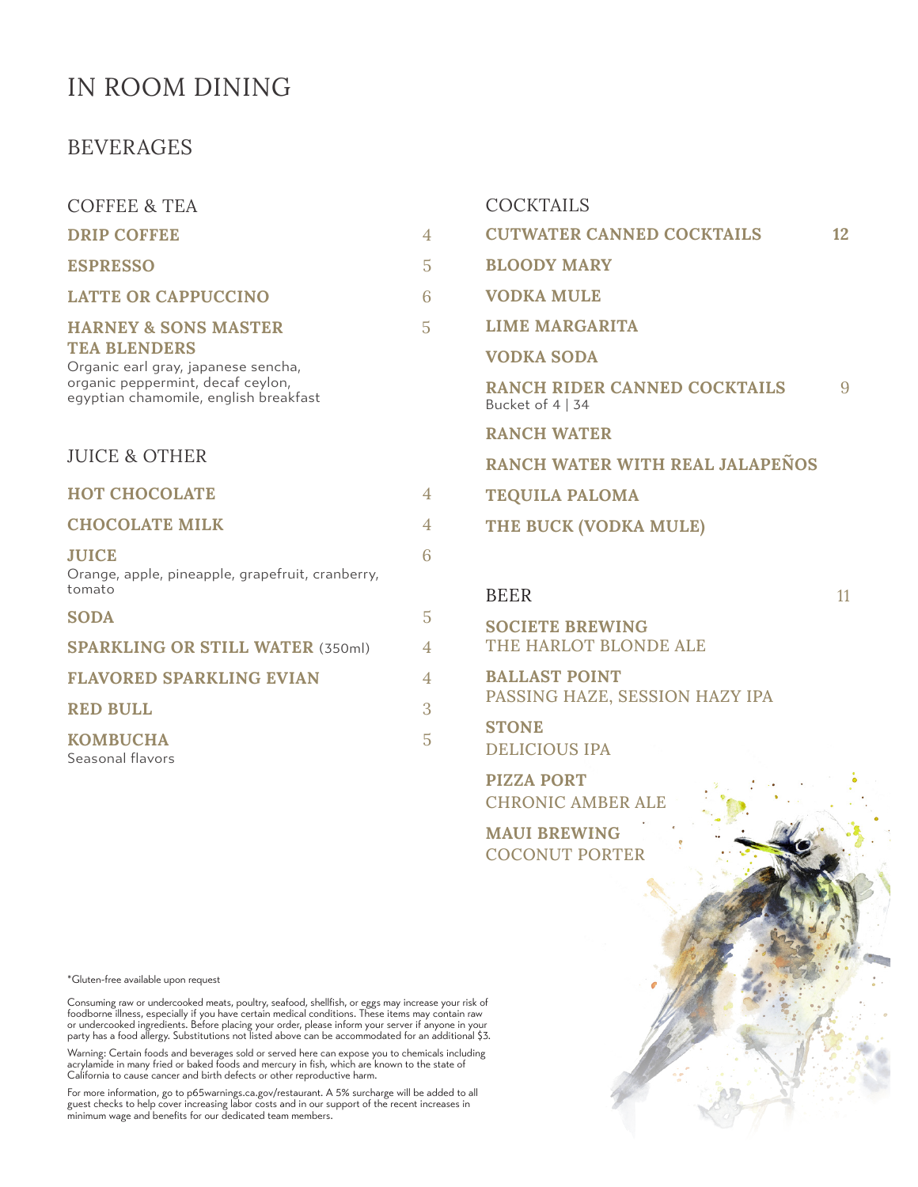# IN ROOM DINING

## BEVERAGES

### COFFEE & TEA

**DRIP COFFEE** 4

**ESPRESSO** 5

**LATTE OR CAPPUCCINO** 6

**HARNEY & SONS MASTER TEA BLENDERS** 5
Organic earl gray, japanese sencha, organic peppermint, decaf ceylon, egyptian chamomile, english breakfast

### JUICE & OTHER

**HOT CHOCOLATE** 4

**CHOCOLATE MILK** 4

**JUICE** 6
Orange, apple, pineapple, grapefruit, cranberry, tomato

**SODA** 5

**SPARKLING OR STILL WATER** (350ml) 4

**FLAVORED SPARKLING EVIAN** 4

**RED BULL** 3

**KOMBUCHA** 5
Seasonal flavors

### COCKTAILS

**CUTWATER CANNED COCKTAILS** 12

**BLOODY MARY**

**VODKA MULE**

**LIME MARGARITA**

**VODKA SODA**

**RANCH RIDER CANNED COCKTAILS** 9
Bucket of 4 | 34

**RANCH WATER**

**RANCH WATER WITH REAL JALAPEÑOS**

**TEQUILA PALOMA**

**THE BUCK (VODKA MULE)**

### BEER 11

**SOCIETE BREWING**
THE HARLOT BLONDE ALE

**BALLAST POINT**
PASSING HAZE, SESSION HAZY IPA

**STONE**
DELICIOUS IPA

**PIZZA PORT**
CHRONIC AMBER ALE

**MAUI BREWING**
COCONUT PORTER

*Gluten-free available upon request

Consuming raw or undercooked meats, poultry, seafood, shellfish, or eggs may increase your risk of foodborne illness, especially if you have certain medical conditions. These items may contain raw or undercooked ingredients. Before placing your order, please inform your server if anyone in your party has a food allergy. Substitutions not listed above can be accommodated for an additional $3.

Warning: Certain foods and beverages sold or served here can expose you to chemicals including acrylamide in many fried or baked foods and mercury in fish, which are known to the state of California to cause cancer and birth defects or other reproductive harm.

For more information, go to p65warnings.ca.gov/restaurant. A 5% surcharge will be added to all guest checks to help cover increasing labor costs and in our support of the recent increases in minimum wage and benefits for our dedicated team members.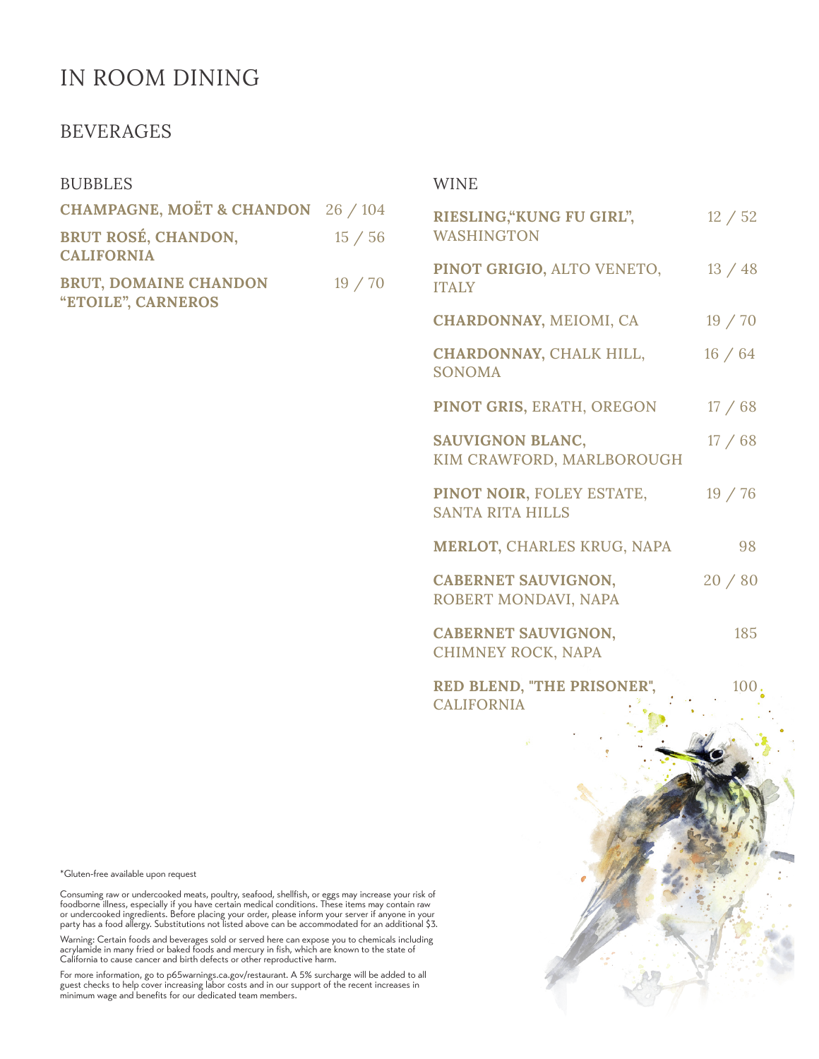# IN ROOM DINING

## BEVERAGES

### BUBBLES

**CHAMPAGNE, MOËT & CHANDON** 26 / 104

**BRUT ROSÉ, CHANDON, CALIFORNIA** 15 / 56

**BRUT, DOMAINE CHANDON "ETOILE", CARNEROS** 19 / 70

### WINE

**RIESLING,"KUNG FU GIRL",** WASHINGTON 12 / 52

**PINOT GRIGIO,** ALTO VENETO, ITALY 13 / 48

**CHARDONNAY,** MEIOMI, CA 19 / 70

**CHARDONNAY,** CHALK HILL, SONOMA 16 / 64

**PINOT GRIS,** ERATH, OREGON 17 / 68

**SAUVIGNON BLANC,** KIM CRAWFORD, MARLBOROUGH 17 / 68

**PINOT NOIR,** FOLEY ESTATE, SANTA RITA HILLS 19 / 76

**MERLOT,** CHARLES KRUG, NAPA 98

**CABERNET SAUVIGNON,** ROBERT MONDAVI, NAPA 20 / 80

**CABERNET SAUVIGNON,** CHIMNEY ROCK, NAPA 185

**RED BLEND, "THE PRISONER",** CALIFORNIA 100

*Gluten-free available upon request

Consuming raw or undercooked meats, poultry, seafood, shellfish, or eggs may increase your risk of foodborne illness, especially if you have certain medical conditions. These items may contain raw or undercooked ingredients. Before placing your order, please inform your server if anyone in your party has a food allergy. Substitutions not listed above can be accommodated for an additional $3.

Warning: Certain foods and beverages sold or served here can expose you to chemicals including acrylamide in many fried or baked foods and mercury in fish, which are known to the state of California to cause cancer and birth defects or other reproductive harm.

For more information, go to p65warnings.ca.gov/restaurant. A 5% surcharge will be added to all guest checks to help cover increasing labor costs and in our support of the recent increases in minimum wage and benefits for our dedicated team members.